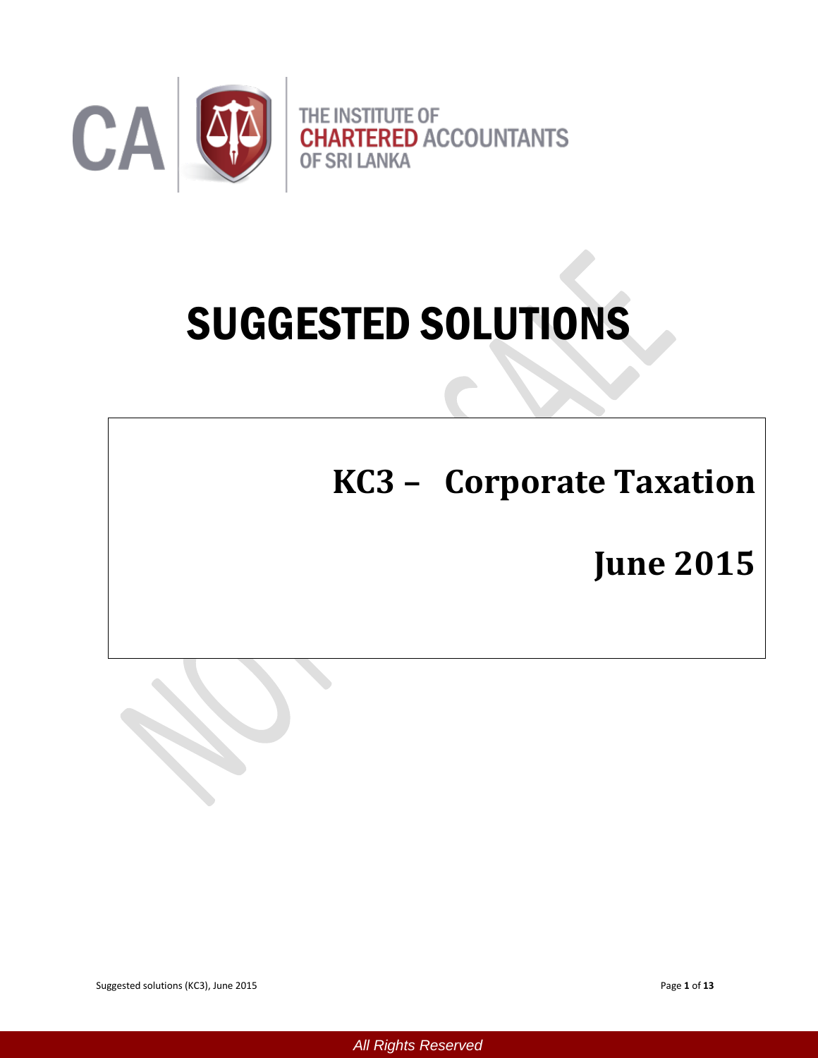THE INSTITUTE OF CHARTERED ACCOUNTANTS OF SRI LANKA

# SUGGESTED SOLUTIONS

## KC3 – Corporate Taxation

## June 2015

All Rights Reserved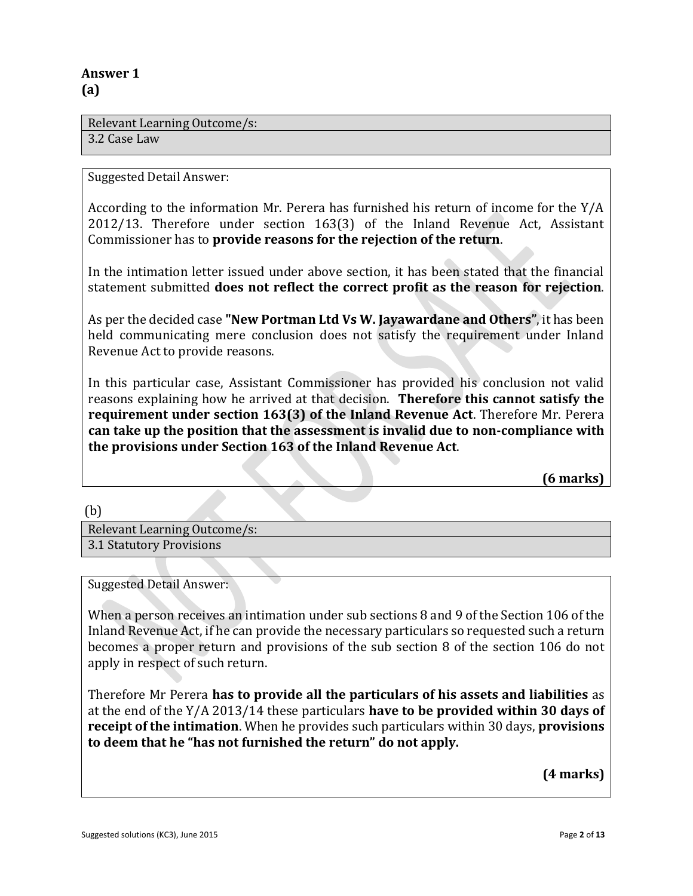## Answer 1

### (a)

| Relevant Learning Outcome/s: |
|---|
| 3.2 Case Law |

Suggested Detail Answer:

According to the information Mr. Perera has furnished his return of income for the Y/A 2012/13. Therefore under section 163(3) of the Inland Revenue Act, Assistant Commissioner has to **provide reasons for the rejection of the return**.

In the intimation letter issued under above section, it has been stated that the financial statement submitted **does not reflect the correct profit as the reason for rejection**.

As per the decided case **"New Portman Ltd Vs W. Jayawardane and Others"**, it has been held communicating mere conclusion does not satisfy the requirement under Inland Revenue Act to provide reasons.

In this particular case, Assistant Commissioner has provided his conclusion not valid reasons explaining how he arrived at that decision. **Therefore this cannot satisfy the requirement under section 163(3) of the Inland Revenue Act**. Therefore Mr. Perera **can take up the position that the assessment is invalid due to non-compliance with the provisions under Section 163 of the Inland Revenue Act**.

**(6 marks)**

### (b)

| Relevant Learning Outcome/s: |
|---|
| 3.1 Statutory Provisions |

Suggested Detail Answer:

When a person receives an intimation under sub sections 8 and 9 of the Section 106 of the Inland Revenue Act, if he can provide the necessary particulars so requested such a return becomes a proper return and provisions of the sub section 8 of the section 106 do not apply in respect of such return.

Therefore Mr Perera **has to provide all the particulars of his assets and liabilities** as at the end of the Y/A 2013/14 these particulars **have to be provided within 30 days of receipt of the intimation**. When he provides such particulars within 30 days, **provisions to deem that he "has not furnished the return" do not apply.**

**(4 marks)**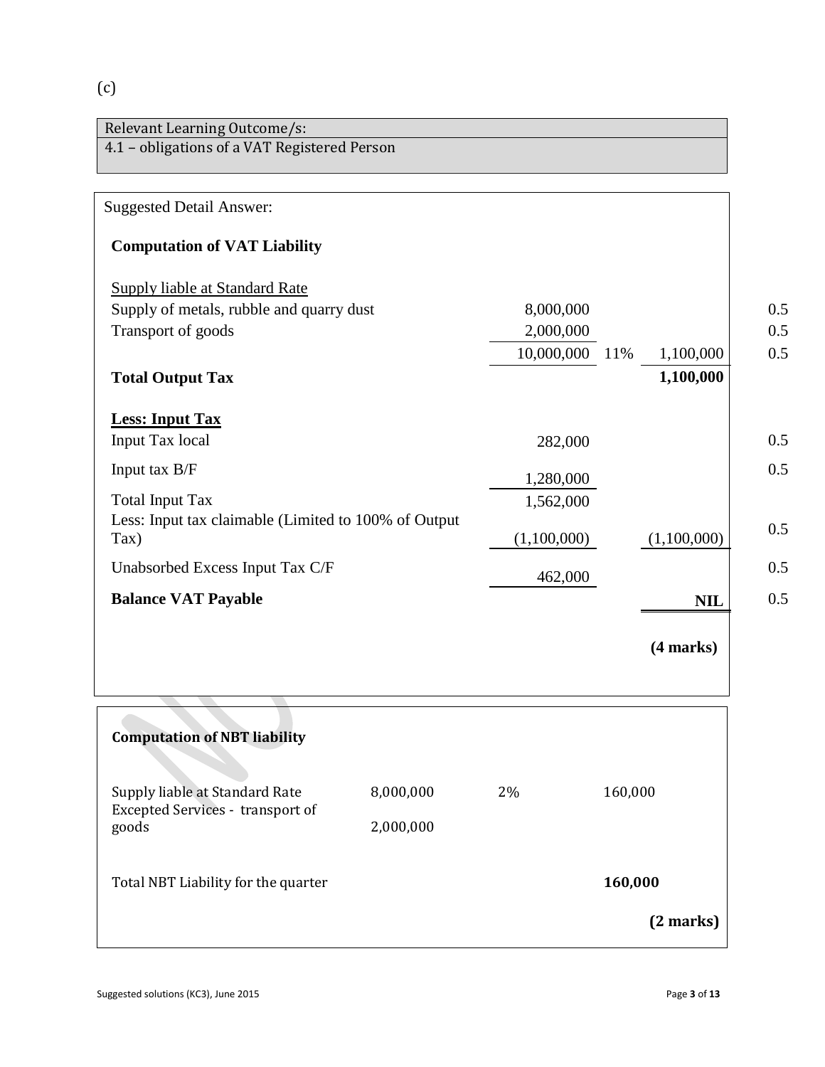(c)

| Relevant Learning Outcome/s: |
| --- |
| 4.1 – obligations of a VAT Registered Person |

Suggested Detail Answer:

**Computation of VAT Liability**

| | | | | |
| --- | --- | --- | --- | --- |
| Supply liable at Standard Rate | | | | |
| Supply of metals, rubble and quarry dust | 8,000,000 | | | 0.5 |
| Transport of goods | 2,000,000 | | | 0.5 |
| | 10,000,000 | 11% | 1,100,000 | 0.5 |
| **Total Output Tax** | | | **1,100,000** | |
| **Less: Input Tax** | | | | |
| Input Tax local | 282,000 | | | 0.5 |
| Input tax B/F | 1,280,000 | | | 0.5 |
| Total Input Tax | 1,562,000 | | | |
| Less: Input tax claimable (Limited to 100% of Output Tax) | (1,100,000) | | (1,100,000) | 0.5 |
| Unabsorbed Excess Input Tax C/F | 462,000 | | | 0.5 |
| **Balance VAT Payable** | | | **NIL** | 0.5 |

**(4 marks)**

**Computation of NBT liability**

| | | | |
| --- | --- | --- | --- |
| Supply liable at Standard Rate | 8,000,000 | 2% | 160,000 |
| Excepted Services - transport of goods | 2,000,000 | | |
| Total NBT Liability for the quarter | | | **160,000** |

**(2 marks)**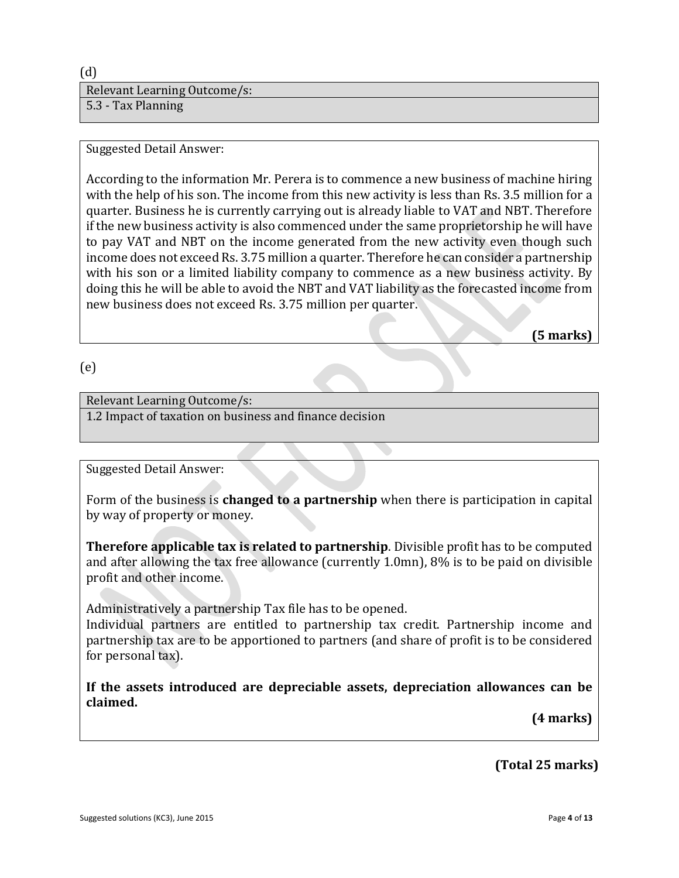(d)

| Relevant Learning Outcome/s: |
| --- |
| 5.3 - Tax Planning |

Suggested Detail Answer:

According to the information Mr. Perera is to commence a new business of machine hiring with the help of his son. The income from this new activity is less than Rs. 3.5 million for a quarter. Business he is currently carrying out is already liable to VAT and NBT. Therefore if the new business activity is also commenced under the same proprietorship he will have to pay VAT and NBT on the income generated from the new activity even though such income does not exceed Rs. 3.75 million a quarter. Therefore he can consider a partnership with his son or a limited liability company to commence as a new business activity. By doing this he will be able to avoid the NBT and VAT liability as the forecasted income from new business does not exceed Rs. 3.75 million per quarter.

**(5 marks)**

(e)

| Relevant Learning Outcome/s: |
| --- |
| 1.2 Impact of taxation on business and finance decision |

Suggested Detail Answer:

Form of the business is **changed to a partnership** when there is participation in capital by way of property or money.

**Therefore applicable tax is related to partnership**. Divisible profit has to be computed and after allowing the tax free allowance (currently 1.0mn), 8% is to be paid on divisible profit and other income.

Administratively a partnership Tax file has to be opened.
Individual partners are entitled to partnership tax credit. Partnership income and partnership tax are to be apportioned to partners (and share of profit is to be considered for personal tax).

**If the assets introduced are depreciable assets, depreciation allowances can be claimed.**

**(4 marks)**

**(Total 25 marks)**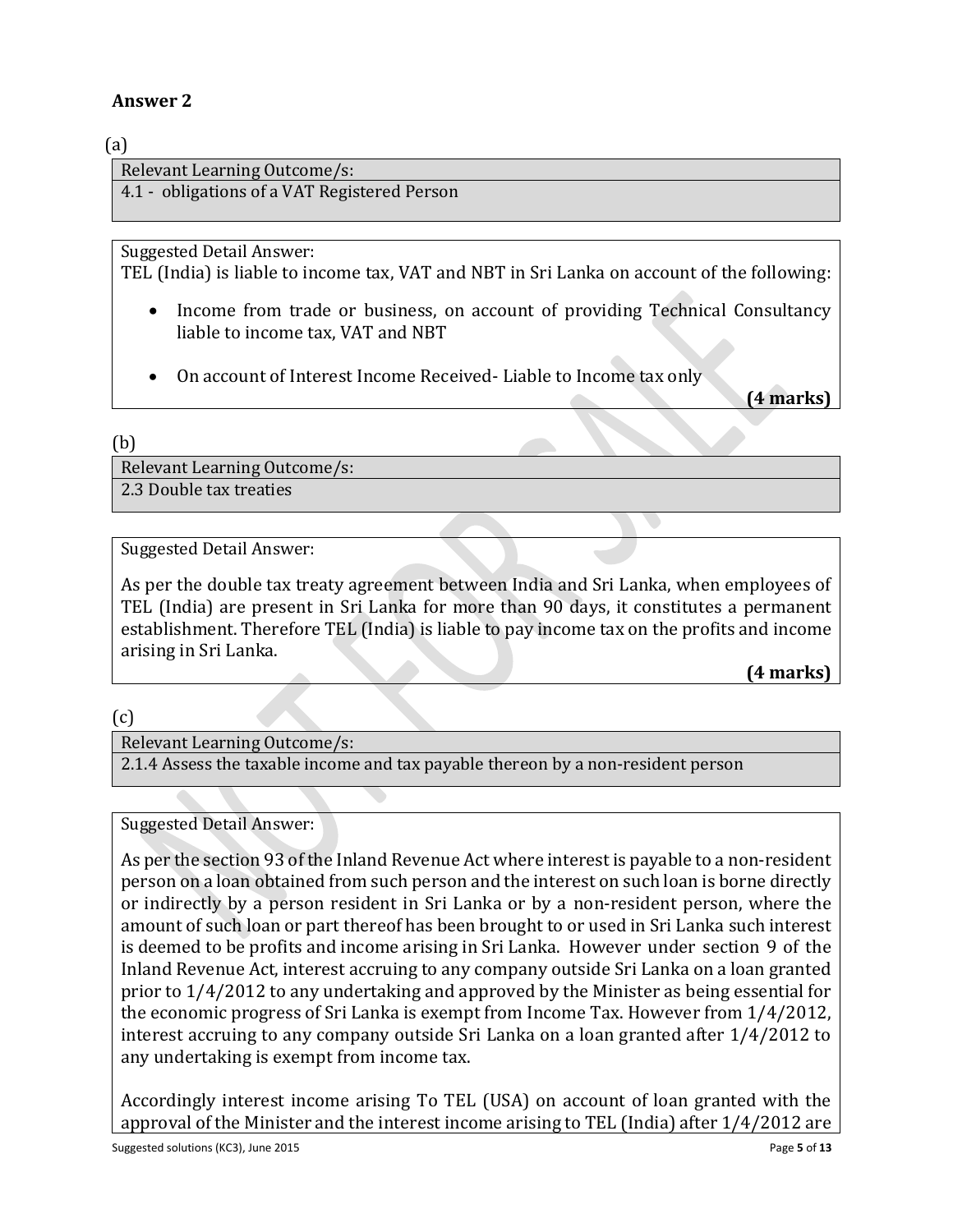## Answer 2

(a)

Relevant Learning Outcome/s:
4.1 - obligations of a VAT Registered Person

Suggested Detail Answer:
TEL (India) is liable to income tax, VAT and NBT in Sri Lanka on account of the following:

- Income from trade or business, on account of providing Technical Consultancy liable to income tax, VAT and NBT
- On account of Interest Income Received- Liable to Income tax only

**(4 marks)**

(b)

Relevant Learning Outcome/s:
2.3 Double tax treaties

Suggested Detail Answer:

As per the double tax treaty agreement between India and Sri Lanka, when employees of TEL (India) are present in Sri Lanka for more than 90 days, it constitutes a permanent establishment. Therefore TEL (India) is liable to pay income tax on the profits and income arising in Sri Lanka.

**(4 marks)**

(c)

Relevant Learning Outcome/s:
2.1.4 Assess the taxable income and tax payable thereon by a non-resident person

Suggested Detail Answer:

As per the section 93 of the Inland Revenue Act where interest is payable to a non-resident person on a loan obtained from such person and the interest on such loan is borne directly or indirectly by a person resident in Sri Lanka or by a non-resident person, where the amount of such loan or part thereof has been brought to or used in Sri Lanka such interest is deemed to be profits and income arising in Sri Lanka. However under section 9 of the Inland Revenue Act, interest accruing to any company outside Sri Lanka on a loan granted prior to 1/4/2012 to any undertaking and approved by the Minister as being essential for the economic progress of Sri Lanka is exempt from Income Tax. However from 1/4/2012, interest accruing to any company outside Sri Lanka on a loan granted after 1/4/2012 to any undertaking is exempt from income tax.

Accordingly interest income arising To TEL (USA) on account of loan granted with the approval of the Minister and the interest income arising to TEL (India) after 1/4/2012 are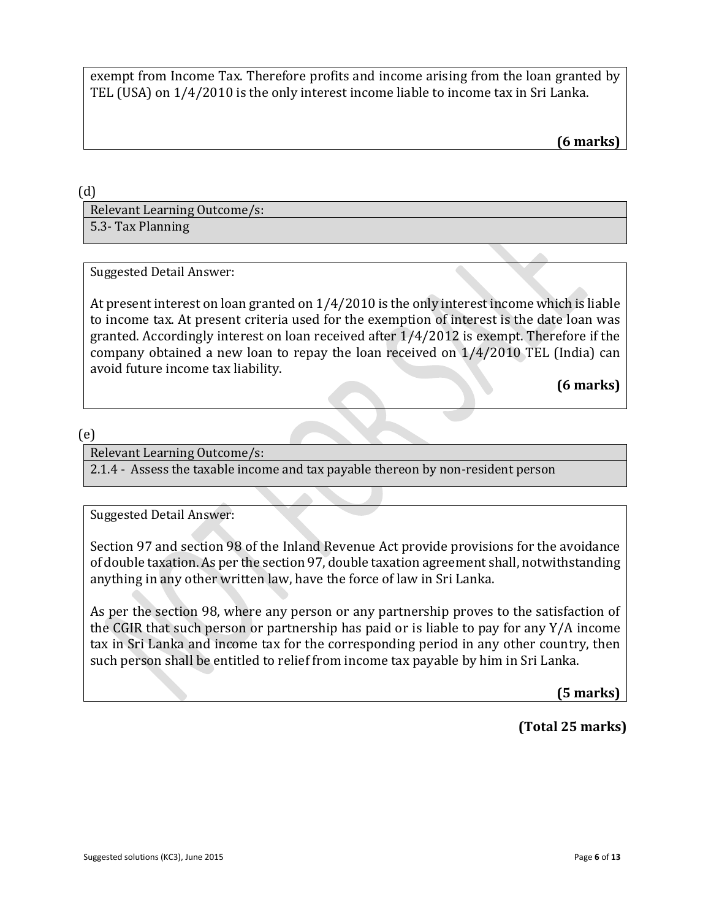exempt from Income Tax. Therefore profits and income arising from the loan granted by TEL (USA) on 1/4/2010 is the only interest income liable to income tax in Sri Lanka.

**(6 marks)**

(d)

| Relevant Learning Outcome/s: |
| --- |
| 5.3- Tax Planning |

Suggested Detail Answer:

At present interest on loan granted on 1/4/2010 is the only interest income which is liable to income tax. At present criteria used for the exemption of interest is the date loan was granted. Accordingly interest on loan received after 1/4/2012 is exempt. Therefore if the company obtained a new loan to repay the loan received on 1/4/2010 TEL (India) can avoid future income tax liability.

**(6 marks)**

(e)

| Relevant Learning Outcome/s: |
| --- |
| 2.1.4 - Assess the taxable income and tax payable thereon by non-resident person |

Suggested Detail Answer:

Section 97 and section 98 of the Inland Revenue Act provide provisions for the avoidance of double taxation. As per the section 97, double taxation agreement shall, notwithstanding anything in any other written law, have the force of law in Sri Lanka.

As per the section 98, where any person or any partnership proves to the satisfaction of the CGIR that such person or partnership has paid or is liable to pay for any Y/A income tax in Sri Lanka and income tax for the corresponding period in any other country, then such person shall be entitled to relief from income tax payable by him in Sri Lanka.

**(5 marks)**

**(Total 25 marks)**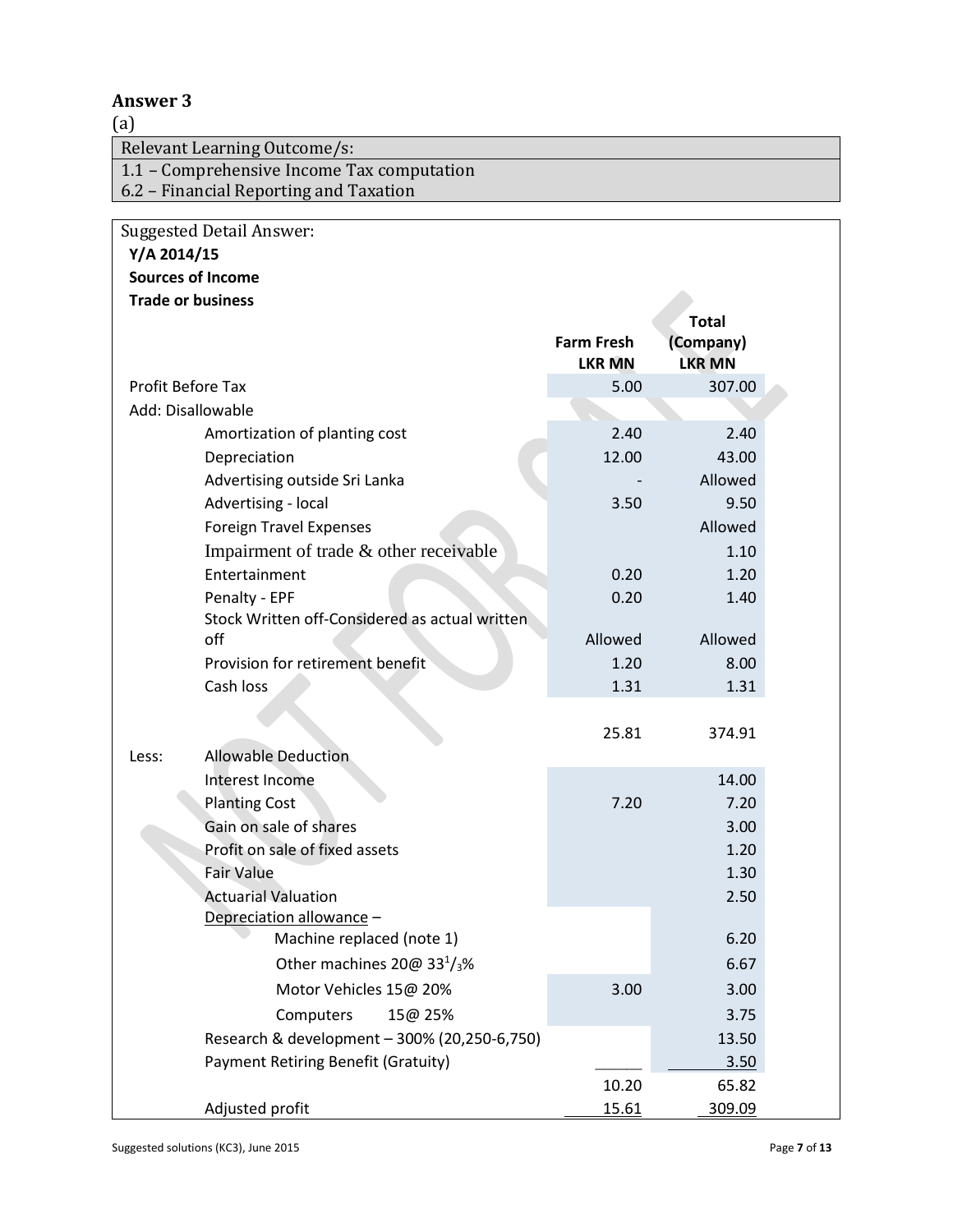## Answer 3

(a)

| Relevant Learning Outcome/s: |
|---|
| 1.1 – Comprehensive Income Tax computation |
| 6.2 – Financial Reporting and Taxation |

Suggested Detail Answer:

**Y/A 2014/15**

**Sources of Income**

**Trade or business**

| | | Farm Fresh LKR MN | Total (Company) LKR MN |
|---|---|---|---|
| Profit Before Tax | | 5.00 | 307.00 |
| Add: Disallowable | | | |
| | Amortization of planting cost | 2.40 | 2.40 |
| | Depreciation | 12.00 | 43.00 |
| | Advertising outside Sri Lanka | - | Allowed |
| | Advertising - local | 3.50 | 9.50 |
| | Foreign Travel Expenses | | Allowed |
| | Impairment of trade & other receivable | | 1.10 |
| | Entertainment | 0.20 | 1.20 |
| | Penalty - EPF | 0.20 | 1.40 |
| | Stock Written off-Considered as actual written off | Allowed | Allowed |
| | Provision for retirement benefit | 1.20 | 8.00 |
| | Cash loss | 1.31 | 1.31 |
| | | 25.81 | 374.91 |
| Less: | Allowable Deduction | | |
| | Interest Income | | 14.00 |
| | Planting Cost | 7.20 | 7.20 |
| | Gain on sale of shares | | 3.00 |
| | Profit on sale of fixed assets | | 1.20 |
| | Fair Value | | 1.30 |
| | Actuarial Valuation | | 2.50 |
| | Depreciation allowance – | | |
| | Machine replaced (note 1) | | 6.20 |
| | Other machines 20@ $33^{1}/_{3}$% | | 6.67 |
| | Motor Vehicles 15@ 20% | 3.00 | 3.00 |
| | Computers 15@ 25% | | 3.75 |
| | Research & development – 300% (20,250-6,750) | | 13.50 |
| | Payment Retiring Benefit (Gratuity) | | 3.50 |
| | | 10.20 | 65.82 |
| | Adjusted profit | 15.61 | 309.09 |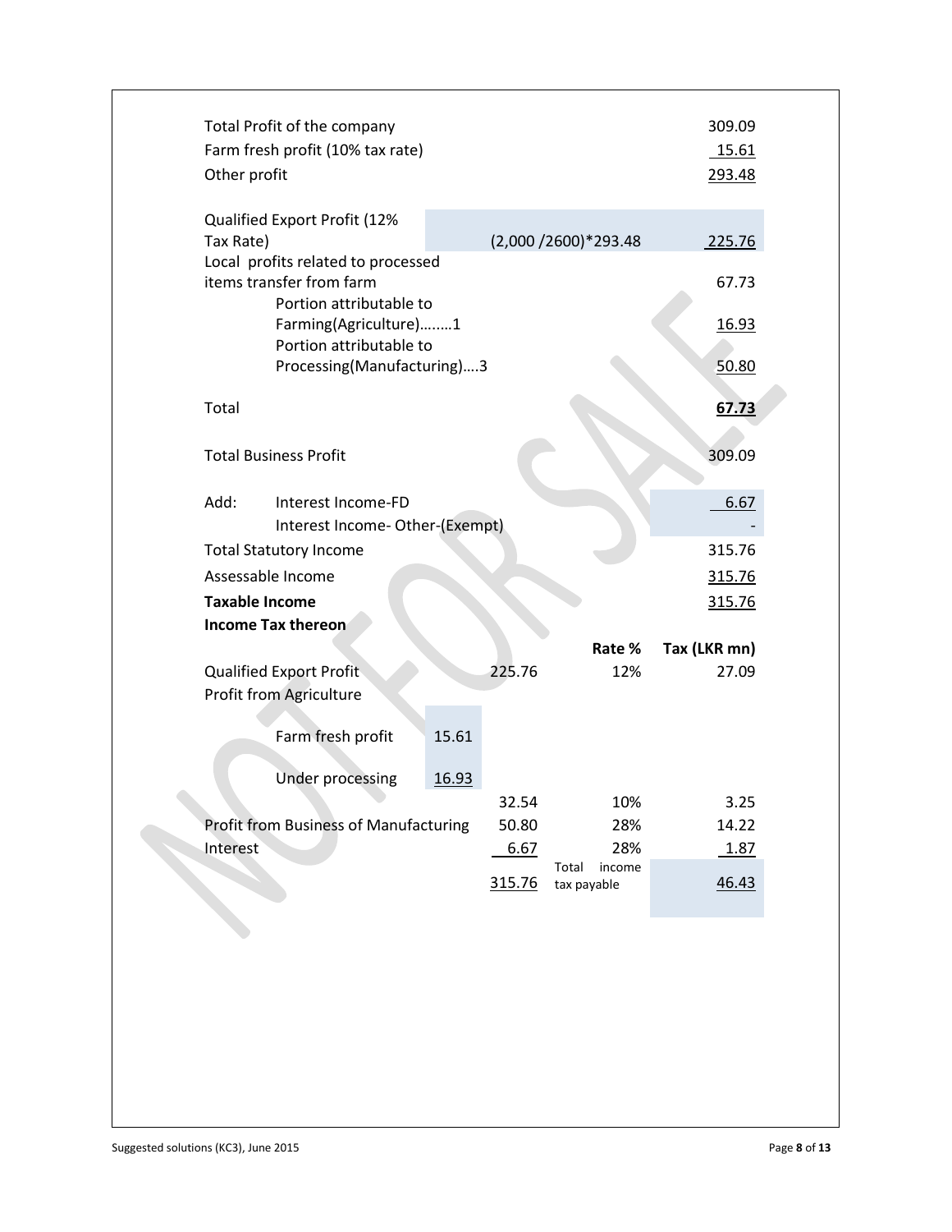| | | | |
|---|---|---|---|
| Total Profit of the company | | | 309.09 |
| Farm fresh profit (10% tax rate) | | | 15.61 |
| Other profit | | | 293.48 |
| | | | |
| Qualified Export Profit (12% Tax Rate) | | (2,000 /2600)*293.48 | 225.76 |
| Local profits related to processed items transfer from farm | | | 67.73 |
| Portion attributable to Farming(Agriculture)……..1 | | | 16.93 |
| Portion attributable to Processing(Manufacturing)….3 | | | 50.80 |
| | | | |
| Total | | | **67.73** |
| | | | |
| Total Business Profit | | | 309.09 |
| | | | |
| Add: Interest Income-FD | | | 6.67 |
| Interest Income- Other-(Exempt) | | | - |
| Total Statutory Income | | | 315.76 |
| Assessable Income | | | 315.76 |
| **Taxable Income** | | | 315.76 |

**Income Tax thereon**

| | | | Rate % | Tax (LKR mn) |
|---|---|---|---|---|
| Qualified Export Profit | | 225.76 | 12% | 27.09 |
| Profit from Agriculture | | | | |
| Farm fresh profit | 15.61 | | | |
| Under processing | 16.93 | | | |
| | | 32.54 | 10% | 3.25 |
| Profit from Business of Manufacturing | | 50.80 | 28% | 14.22 |
| Interest | | 6.67 | 28% | 1.87 |
| | | 315.76 | Total income tax payable | 46.43 |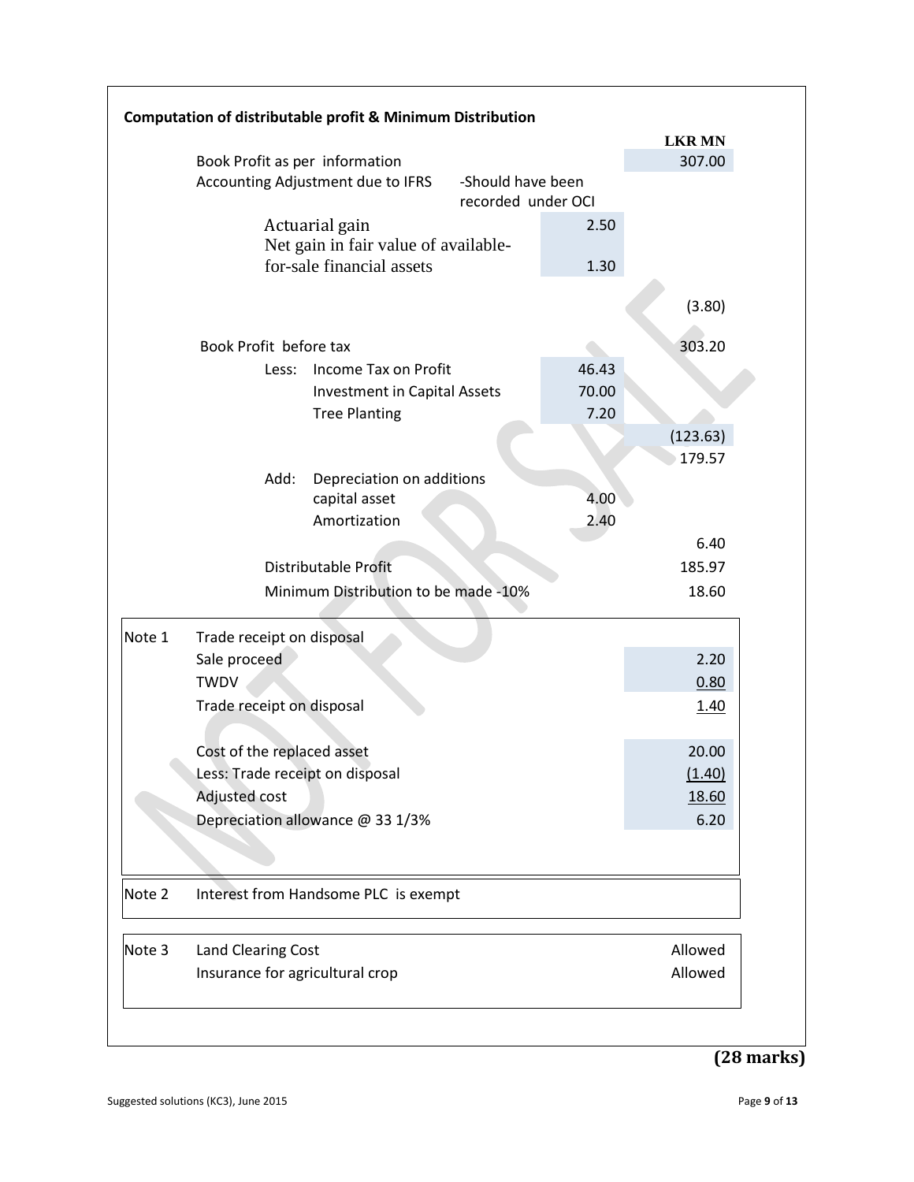**Computation of distributable profit & Minimum Distribution**

| | | | LKR MN |
|---|---|---|---|
| Book Profit as per information | | | 307.00 |
| Accounting Adjustment due to IFRS | -Should have been recorded under OCI | | |
| Actuarial gain | | 2.50 | |
| Net gain in fair value of available-for-sale financial assets | | 1.30 | |
| | | | (3.80) |
| Book Profit before tax | | | 303.20 |
| Less: Income Tax on Profit | | 46.43 | |
| Investment in Capital Assets | | 70.00 | |
| Tree Planting | | 7.20 | |
| | | | (123.63) |
| | | | 179.57 |
| Add: Depreciation on additions capital asset | | 4.00 | |
| Amortization | | 2.40 | |
| | | | 6.40 |
| Distributable Profit | | | 185.97 |
| Minimum Distribution to be made -10% | | | 18.60 |

**Note 1** Trade receipt on disposal

| | |
|---|---|
| Sale proceed | 2.20 |
| TWDV | 0.80 |
| Trade receipt on disposal | 1.40 |
| | |
| Cost of the replaced asset | 20.00 |
| Less: Trade receipt on disposal | (1.40) |
| Adjusted cost | 18.60 |
| Depreciation allowance @ 33 1/3% | 6.20 |

**Note 2** Interest from Handsome PLC is exempt

**Note 3**

| | |
|---|---|
| Land Clearing Cost | Allowed |
| Insurance for agricultural crop | Allowed |

**(28 marks)**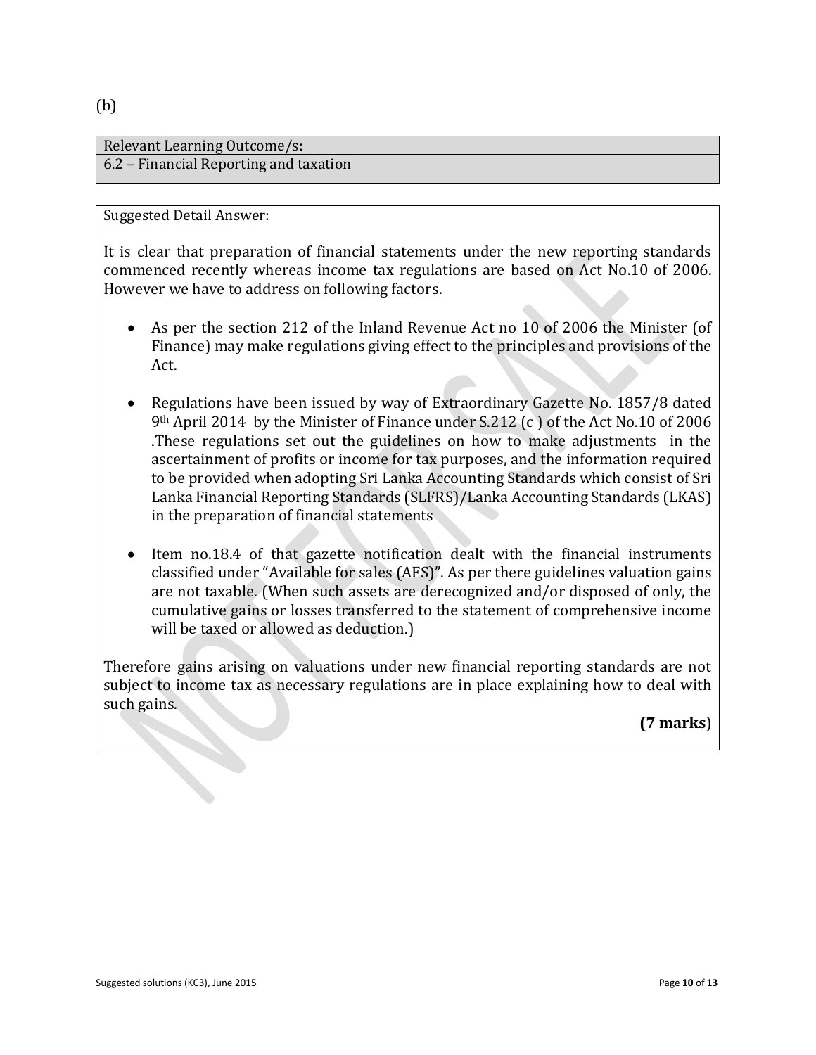(b)

| Relevant Learning Outcome/s: |
|---|
| 6.2 – Financial Reporting and taxation |

Suggested Detail Answer:

It is clear that preparation of financial statements under the new reporting standards commenced recently whereas income tax regulations are based on Act No.10 of 2006. However we have to address on following factors.

- As per the section 212 of the Inland Revenue Act no 10 of 2006 the Minister (of Finance) may make regulations giving effect to the principles and provisions of the Act.

- Regulations have been issued by way of Extraordinary Gazette No. 1857/8 dated 9th April 2014 by the Minister of Finance under S.212 (c ) of the Act No.10 of 2006 .These regulations set out the guidelines on how to make adjustments in the ascertainment of profits or income for tax purposes, and the information required to be provided when adopting Sri Lanka Accounting Standards which consist of Sri Lanka Financial Reporting Standards (SLFRS)/Lanka Accounting Standards (LKAS) in the preparation of financial statements

- Item no.18.4 of that gazette notification dealt with the financial instruments classified under "Available for sales (AFS)". As per there guidelines valuation gains are not taxable. (When such assets are derecognized and/or disposed of only, the cumulative gains or losses transferred to the statement of comprehensive income will be taxed or allowed as deduction.)

Therefore gains arising on valuations under new financial reporting standards are not subject to income tax as necessary regulations are in place explaining how to deal with such gains.

**(7 marks)**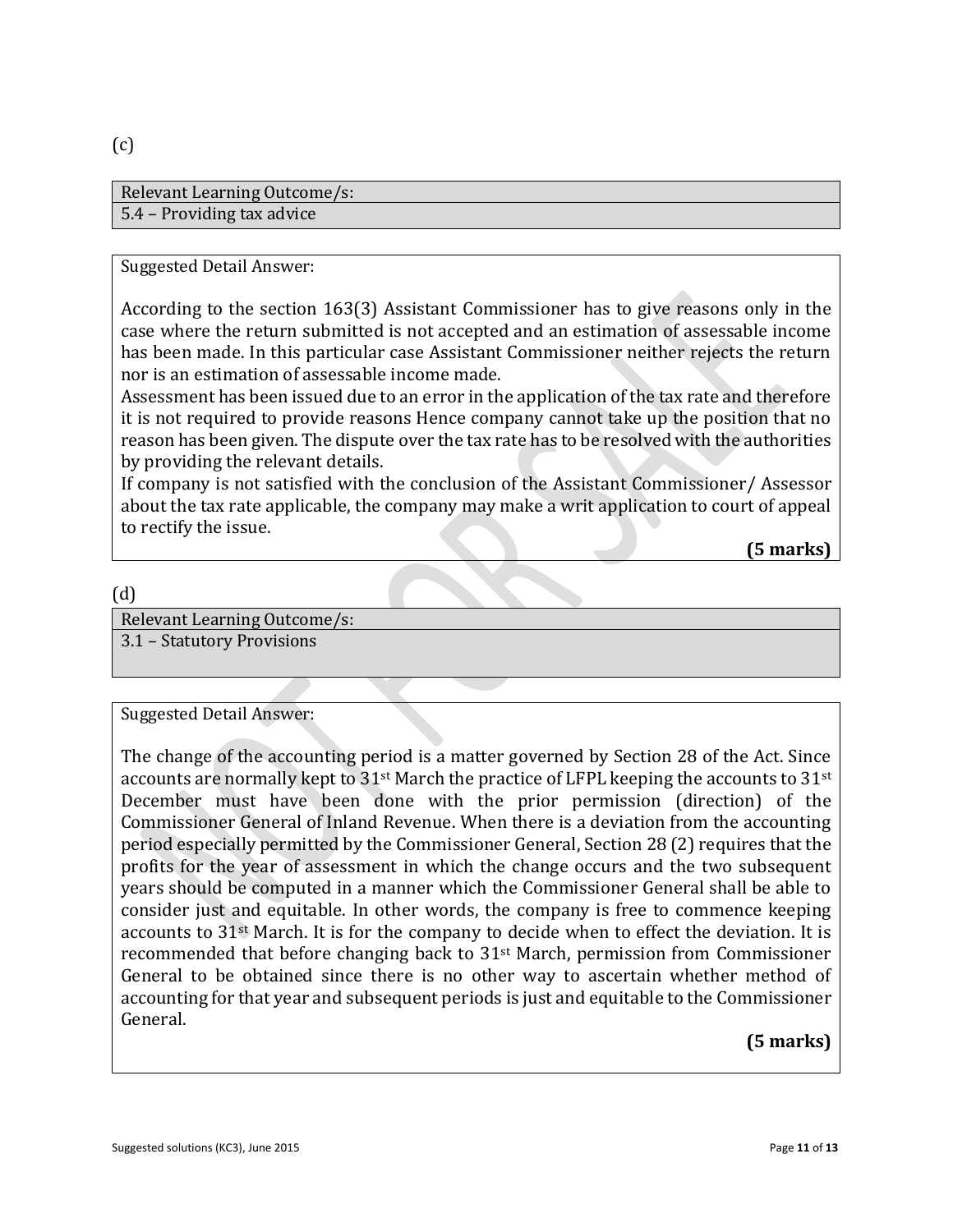(c)

| Relevant Learning Outcome/s: |
| --- |
| 5.4 – Providing tax advice |

Suggested Detail Answer:

According to the section 163(3) Assistant Commissioner has to give reasons only in the case where the return submitted is not accepted and an estimation of assessable income has been made. In this particular case Assistant Commissioner neither rejects the return nor is an estimation of assessable income made.

Assessment has been issued due to an error in the application of the tax rate and therefore it is not required to provide reasons Hence company cannot take up the position that no reason has been given. The dispute over the tax rate has to be resolved with the authorities by providing the relevant details.

If company is not satisfied with the conclusion of the Assistant Commissioner/ Assessor about the tax rate applicable, the company may make a writ application to court of appeal to rectify the issue.

**(5 marks)**

(d)

| Relevant Learning Outcome/s: |
| --- |
| 3.1 – Statutory Provisions |

Suggested Detail Answer:

The change of the accounting period is a matter governed by Section 28 of the Act. Since accounts are normally kept to 31st March the practice of LFPL keeping the accounts to 31st December must have been done with the prior permission (direction) of the Commissioner General of Inland Revenue. When there is a deviation from the accounting period especially permitted by the Commissioner General, Section 28 (2) requires that the profits for the year of assessment in which the change occurs and the two subsequent years should be computed in a manner which the Commissioner General shall be able to consider just and equitable. In other words, the company is free to commence keeping accounts to 31st March. It is for the company to decide when to effect the deviation. It is recommended that before changing back to 31st March, permission from Commissioner General to be obtained since there is no other way to ascertain whether method of accounting for that year and subsequent periods is just and equitable to the Commissioner General.

**(5 marks)**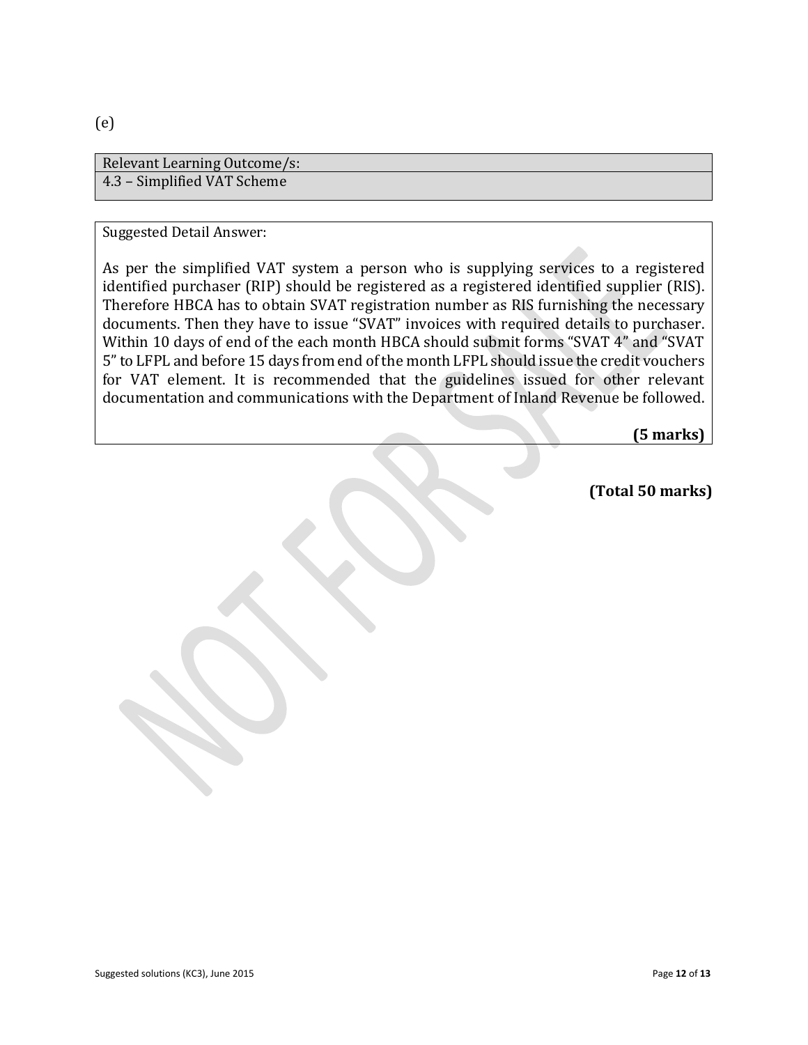(e)

| Relevant Learning Outcome/s: |
| --- |
| 4.3 – Simplified VAT Scheme |

Suggested Detail Answer:

As per the simplified VAT system a person who is supplying services to a registered identified purchaser (RIP) should be registered as a registered identified supplier (RIS). Therefore HBCA has to obtain SVAT registration number as RIS furnishing the necessary documents. Then they have to issue "SVAT" invoices with required details to purchaser. Within 10 days of end of the each month HBCA should submit forms "SVAT 4" and "SVAT 5" to LFPL and before 15 days from end of the month LFPL should issue the credit vouchers for VAT element. It is recommended that the guidelines issued for other relevant documentation and communications with the Department of Inland Revenue be followed.

**(5 marks)**

**(Total 50 marks)**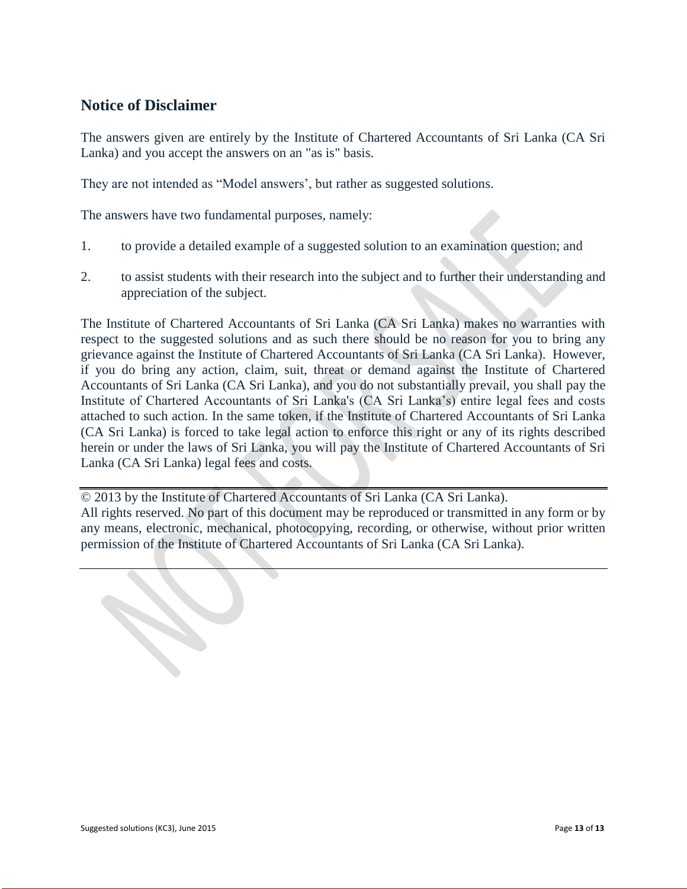## Notice of Disclaimer

The answers given are entirely by the Institute of Chartered Accountants of Sri Lanka (CA Sri Lanka) and you accept the answers on an "as is" basis.

They are not intended as "Model answers', but rather as suggested solutions.

The answers have two fundamental purposes, namely:

1. to provide a detailed example of a suggested solution to an examination question; and

2. to assist students with their research into the subject and to further their understanding and appreciation of the subject.

The Institute of Chartered Accountants of Sri Lanka (CA Sri Lanka) makes no warranties with respect to the suggested solutions and as such there should be no reason for you to bring any grievance against the Institute of Chartered Accountants of Sri Lanka (CA Sri Lanka). However, if you do bring any action, claim, suit, threat or demand against the Institute of Chartered Accountants of Sri Lanka (CA Sri Lanka), and you do not substantially prevail, you shall pay the Institute of Chartered Accountants of Sri Lanka's (CA Sri Lanka's) entire legal fees and costs attached to such action. In the same token, if the Institute of Chartered Accountants of Sri Lanka (CA Sri Lanka) is forced to take legal action to enforce this right or any of its rights described herein or under the laws of Sri Lanka, you will pay the Institute of Chartered Accountants of Sri Lanka (CA Sri Lanka) legal fees and costs.

---

© 2013 by the Institute of Chartered Accountants of Sri Lanka (CA Sri Lanka).
All rights reserved. No part of this document may be reproduced or transmitted in any form or by any means, electronic, mechanical, photocopying, recording, or otherwise, without prior written permission of the Institute of Chartered Accountants of Sri Lanka (CA Sri Lanka).

---